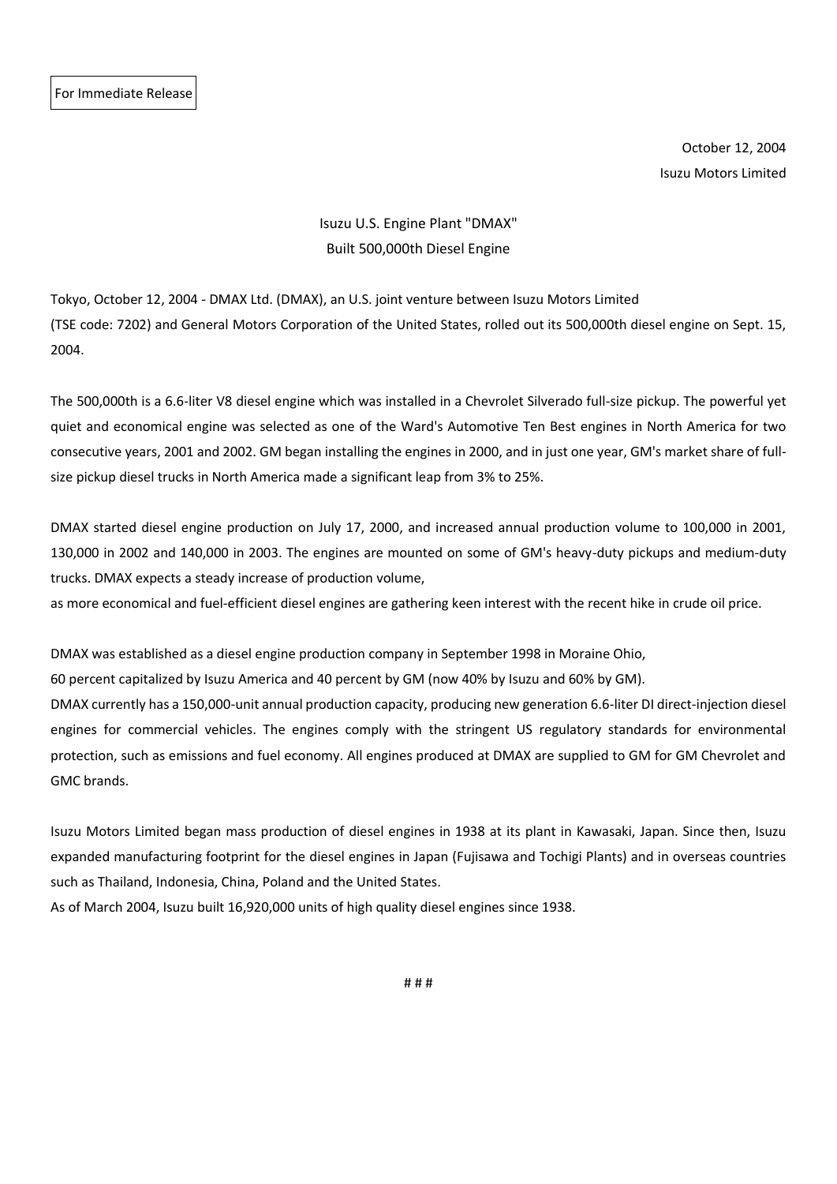For Immediate Release

October 12, 2004
Isuzu Motors Limited

# Isuzu U.S. Engine Plant "DMAX" Built 500,000th Diesel Engine

Tokyo, October 12, 2004 - DMAX Ltd. (DMAX), an U.S. joint venture between Isuzu Motors Limited (TSE code: 7202) and General Motors Corporation of the United States, rolled out its 500,000th diesel engine on Sept. 15, 2004.

The 500,000th is a 6.6-liter V8 diesel engine which was installed in a Chevrolet Silverado full-size pickup. The powerful yet quiet and economical engine was selected as one of the Ward's Automotive Ten Best engines in North America for two consecutive years, 2001 and 2002. GM began installing the engines in 2000, and in just one year, GM's market share of full-size pickup diesel trucks in North America made a significant leap from 3% to 25%.

DMAX started diesel engine production on July 17, 2000, and increased annual production volume to 100,000 in 2001, 130,000 in 2002 and 140,000 in 2003. The engines are mounted on some of GM's heavy-duty pickups and medium-duty trucks. DMAX expects a steady increase of production volume,
as more economical and fuel-efficient diesel engines are gathering keen interest with the recent hike in crude oil price.

DMAX was established as a diesel engine production company in September 1998 in Moraine Ohio,
60 percent capitalized by Isuzu America and 40 percent by GM (now 40% by Isuzu and 60% by GM).
DMAX currently has a 150,000-unit annual production capacity, producing new generation 6.6-liter DI direct-injection diesel engines for commercial vehicles. The engines comply with the stringent US regulatory standards for environmental protection, such as emissions and fuel economy. All engines produced at DMAX are supplied to GM for GM Chevrolet and GMC brands.

Isuzu Motors Limited began mass production of diesel engines in 1938 at its plant in Kawasaki, Japan. Since then, Isuzu expanded manufacturing footprint for the diesel engines in Japan (Fujisawa and Tochigi Plants) and in overseas countries such as Thailand, Indonesia, China, Poland and the United States.
As of March 2004, Isuzu built 16,920,000 units of high quality diesel engines since 1938.

# # #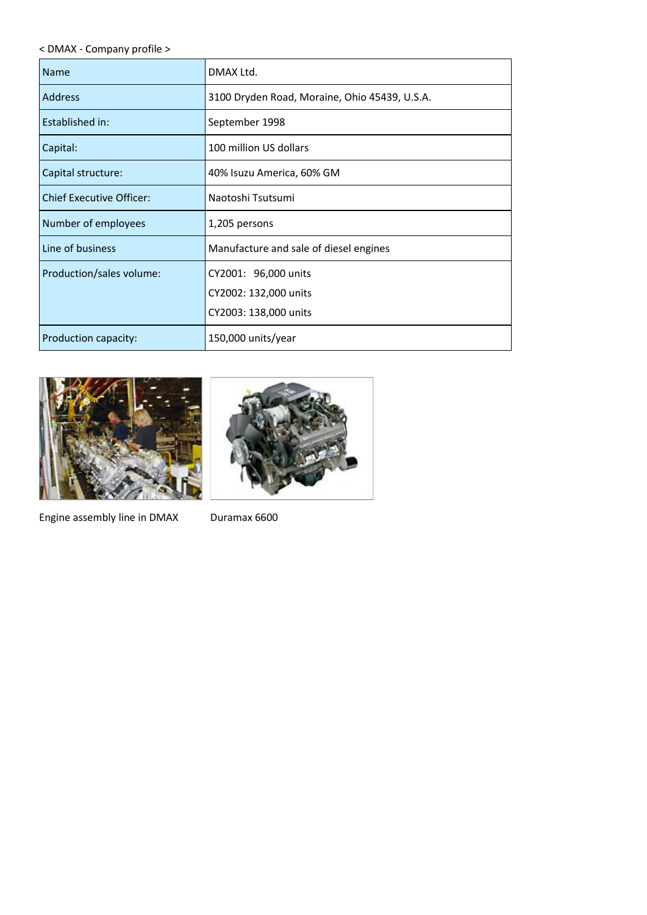< DMAX - Company profile >

| | |
|---|---|
| Name | DMAX Ltd. |
| Address | 3100 Dryden Road, Moraine, Ohio 45439, U.S.A. |
| Established in: | September 1998 |
| Capital: | 100 million US dollars |
| Capital structure: | 40% Isuzu America, 60% GM |
| Chief Executive Officer: | Naotoshi Tsutsumi |
| Number of employees | 1,205 persons |
| Line of business | Manufacture and sale of diesel engines |
| Production/sales volume: | CY2001: 96,000 units<br>CY2002: 132,000 units<br>CY2003: 138,000 units |
| Production capacity: | 150,000 units/year |

Engine assembly line in DMAX

Duramax 6600